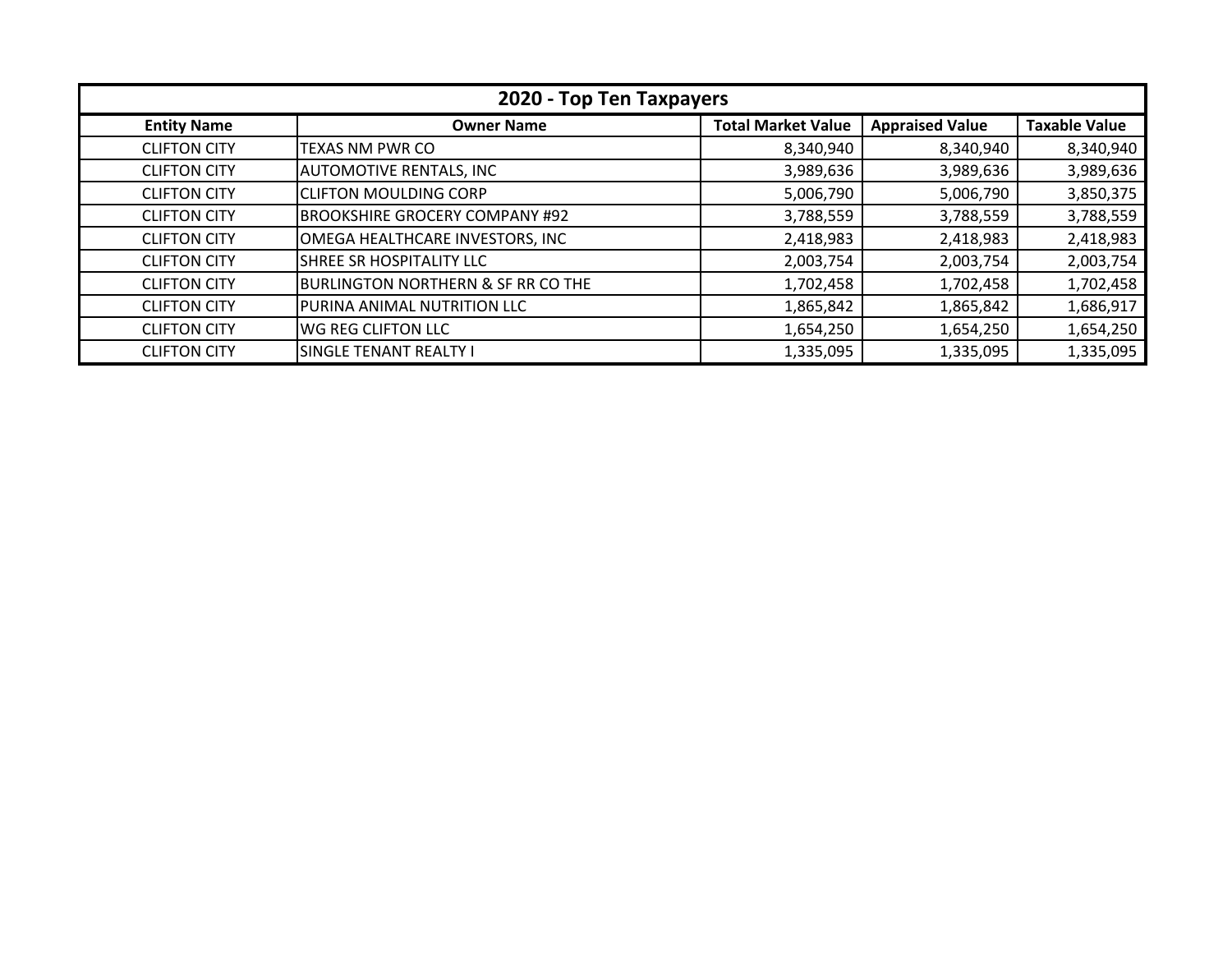| 2020 - Top Ten Taxpayers | | | | |
|---|---|---|---|---|
| **Entity Name** | **Owner Name** | **Total Market Value** | **Appraised Value** | **Taxable Value** |
| CLIFTON CITY | TEXAS NM PWR CO | 8,340,940 | 8,340,940 | 8,340,940 |
| CLIFTON CITY | AUTOMOTIVE RENTALS, INC | 3,989,636 | 3,989,636 | 3,989,636 |
| CLIFTON CITY | CLIFTON MOULDING CORP | 5,006,790 | 5,006,790 | 3,850,375 |
| CLIFTON CITY | BROOKSHIRE GROCERY COMPANY #92 | 3,788,559 | 3,788,559 | 3,788,559 |
| CLIFTON CITY | OMEGA HEALTHCARE INVESTORS, INC | 2,418,983 | 2,418,983 | 2,418,983 |
| CLIFTON CITY | SHREE SR HOSPITALITY LLC | 2,003,754 | 2,003,754 | 2,003,754 |
| CLIFTON CITY | BURLINGTON NORTHERN & SF RR CO THE | 1,702,458 | 1,702,458 | 1,702,458 |
| CLIFTON CITY | PURINA ANIMAL NUTRITION LLC | 1,865,842 | 1,865,842 | 1,686,917 |
| CLIFTON CITY | WG REG CLIFTON LLC | 1,654,250 | 1,654,250 | 1,654,250 |
| CLIFTON CITY | SINGLE TENANT REALTY I | 1,335,095 | 1,335,095 | 1,335,095 |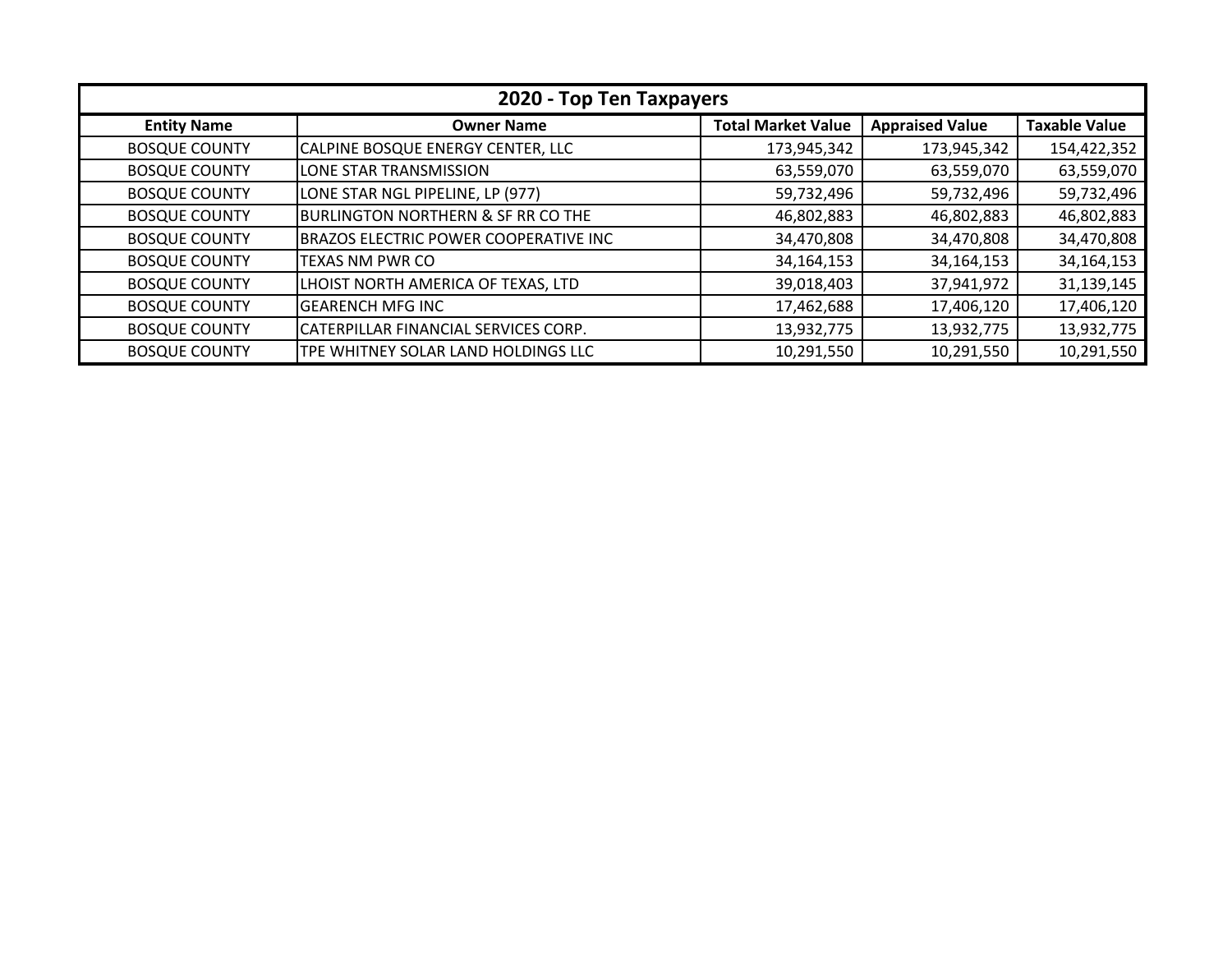| 2020 - Top Ten Taxpayers | | | | |
|---|---|---|---|---|
| **Entity Name** | **Owner Name** | **Total Market Value** | **Appraised Value** | **Taxable Value** |
| BOSQUE COUNTY | CALPINE BOSQUE ENERGY CENTER, LLC | 173,945,342 | 173,945,342 | 154,422,352 |
| BOSQUE COUNTY | LONE STAR TRANSMISSION | 63,559,070 | 63,559,070 | 63,559,070 |
| BOSQUE COUNTY | LONE STAR NGL PIPELINE, LP (977) | 59,732,496 | 59,732,496 | 59,732,496 |
| BOSQUE COUNTY | BURLINGTON NORTHERN & SF RR CO THE | 46,802,883 | 46,802,883 | 46,802,883 |
| BOSQUE COUNTY | BRAZOS ELECTRIC POWER COOPERATIVE INC | 34,470,808 | 34,470,808 | 34,470,808 |
| BOSQUE COUNTY | TEXAS NM PWR CO | 34,164,153 | 34,164,153 | 34,164,153 |
| BOSQUE COUNTY | LHOIST NORTH AMERICA OF TEXAS, LTD | 39,018,403 | 37,941,972 | 31,139,145 |
| BOSQUE COUNTY | GEARENCH MFG INC | 17,462,688 | 17,406,120 | 17,406,120 |
| BOSQUE COUNTY | CATERPILLAR FINANCIAL SERVICES CORP. | 13,932,775 | 13,932,775 | 13,932,775 |
| BOSQUE COUNTY | TPE WHITNEY SOLAR LAND HOLDINGS LLC | 10,291,550 | 10,291,550 | 10,291,550 |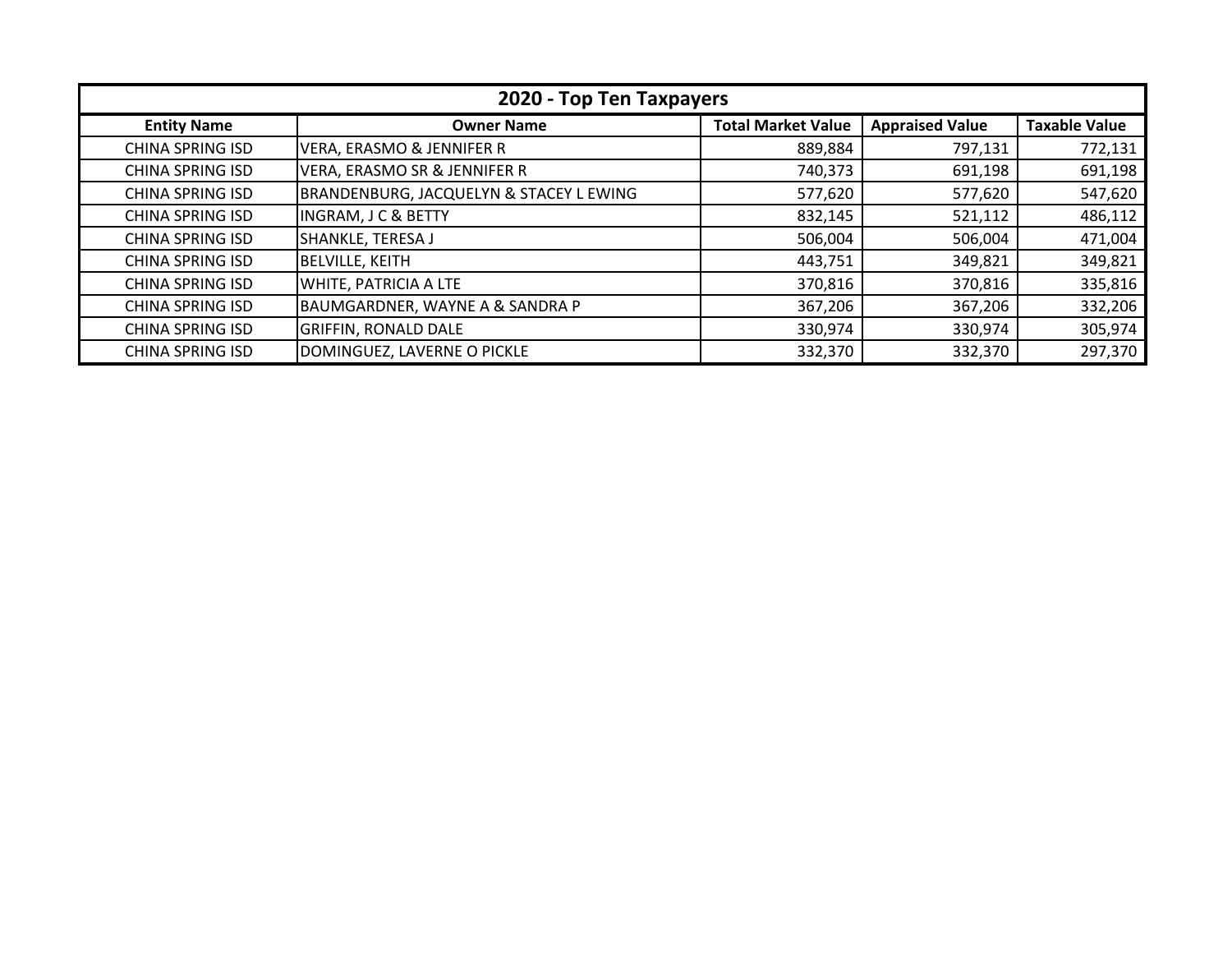| 2020 - Top Ten Taxpayers | | | | |
|---|---|---|---|---|
| **Entity Name** | **Owner Name** | **Total Market Value** | **Appraised Value** | **Taxable Value** |
| CHINA SPRING ISD | VERA, ERASMO & JENNIFER R | 889,884 | 797,131 | 772,131 |
| CHINA SPRING ISD | VERA, ERASMO SR & JENNIFER R | 740,373 | 691,198 | 691,198 |
| CHINA SPRING ISD | BRANDENBURG, JACQUELYN & STACEY L EWING | 577,620 | 577,620 | 547,620 |
| CHINA SPRING ISD | INGRAM, J C & BETTY | 832,145 | 521,112 | 486,112 |
| CHINA SPRING ISD | SHANKLE, TERESA J | 506,004 | 506,004 | 471,004 |
| CHINA SPRING ISD | BELVILLE, KEITH | 443,751 | 349,821 | 349,821 |
| CHINA SPRING ISD | WHITE, PATRICIA A LTE | 370,816 | 370,816 | 335,816 |
| CHINA SPRING ISD | BAUMGARDNER, WAYNE A & SANDRA P | 367,206 | 367,206 | 332,206 |
| CHINA SPRING ISD | GRIFFIN, RONALD DALE | 330,974 | 330,974 | 305,974 |
| CHINA SPRING ISD | DOMINGUEZ, LAVERNE O PICKLE | 332,370 | 332,370 | 297,370 |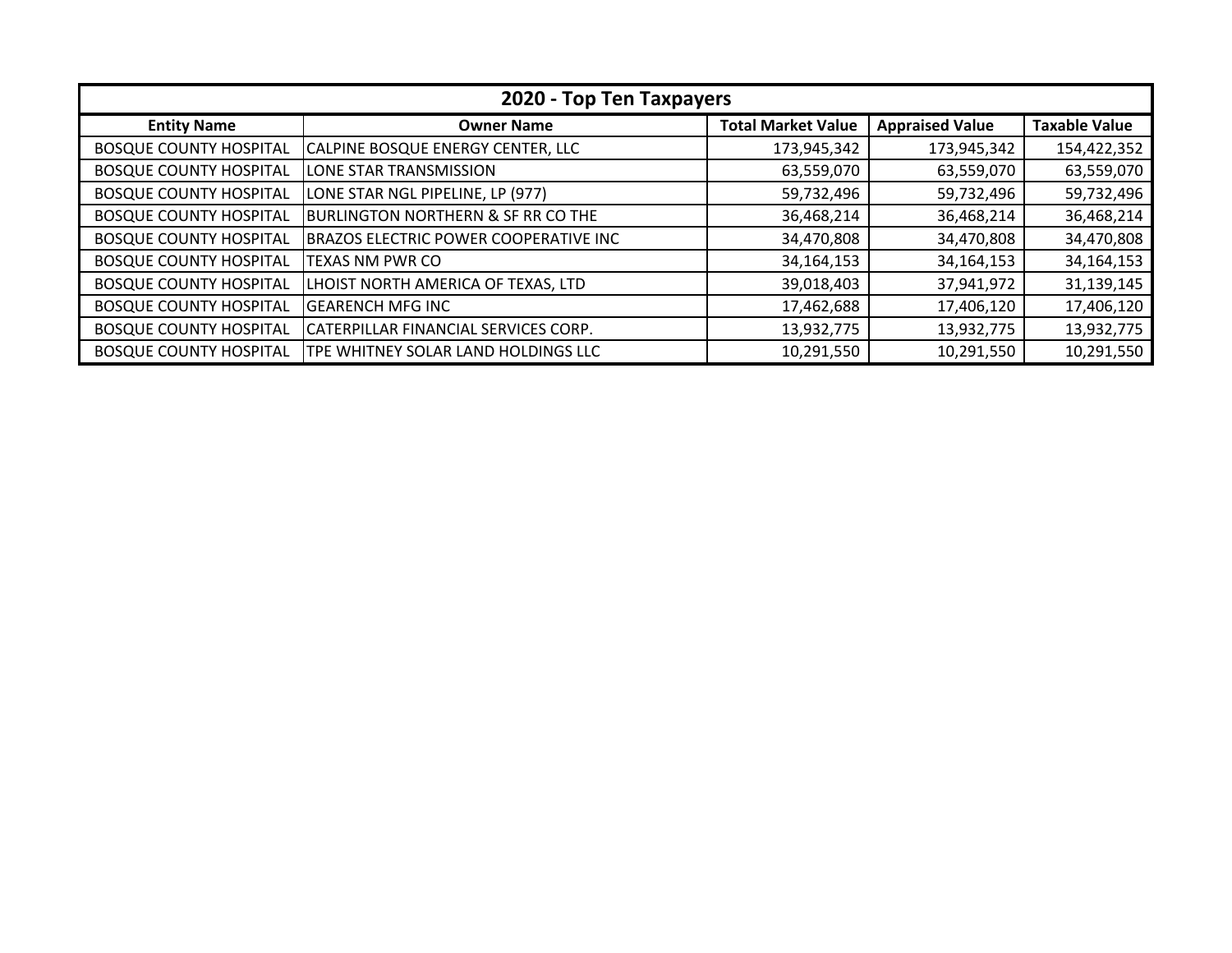| 2020 - Top Ten Taxpayers | | | | |
|---|---|---|---|---|
| **Entity Name** | **Owner Name** | **Total Market Value** | **Appraised Value** | **Taxable Value** |
| BOSQUE COUNTY HOSPITAL | CALPINE BOSQUE ENERGY CENTER, LLC | 173,945,342 | 173,945,342 | 154,422,352 |
| BOSQUE COUNTY HOSPITAL | LONE STAR TRANSMISSION | 63,559,070 | 63,559,070 | 63,559,070 |
| BOSQUE COUNTY HOSPITAL | LONE STAR NGL PIPELINE, LP (977) | 59,732,496 | 59,732,496 | 59,732,496 |
| BOSQUE COUNTY HOSPITAL | BURLINGTON NORTHERN & SF RR CO THE | 36,468,214 | 36,468,214 | 36,468,214 |
| BOSQUE COUNTY HOSPITAL | BRAZOS ELECTRIC POWER COOPERATIVE INC | 34,470,808 | 34,470,808 | 34,470,808 |
| BOSQUE COUNTY HOSPITAL | TEXAS NM PWR CO | 34,164,153 | 34,164,153 | 34,164,153 |
| BOSQUE COUNTY HOSPITAL | LHOIST NORTH AMERICA OF TEXAS, LTD | 39,018,403 | 37,941,972 | 31,139,145 |
| BOSQUE COUNTY HOSPITAL | GEARENCH MFG INC | 17,462,688 | 17,406,120 | 17,406,120 |
| BOSQUE COUNTY HOSPITAL | CATERPILLAR FINANCIAL SERVICES CORP. | 13,932,775 | 13,932,775 | 13,932,775 |
| BOSQUE COUNTY HOSPITAL | TPE WHITNEY SOLAR LAND HOLDINGS LLC | 10,291,550 | 10,291,550 | 10,291,550 |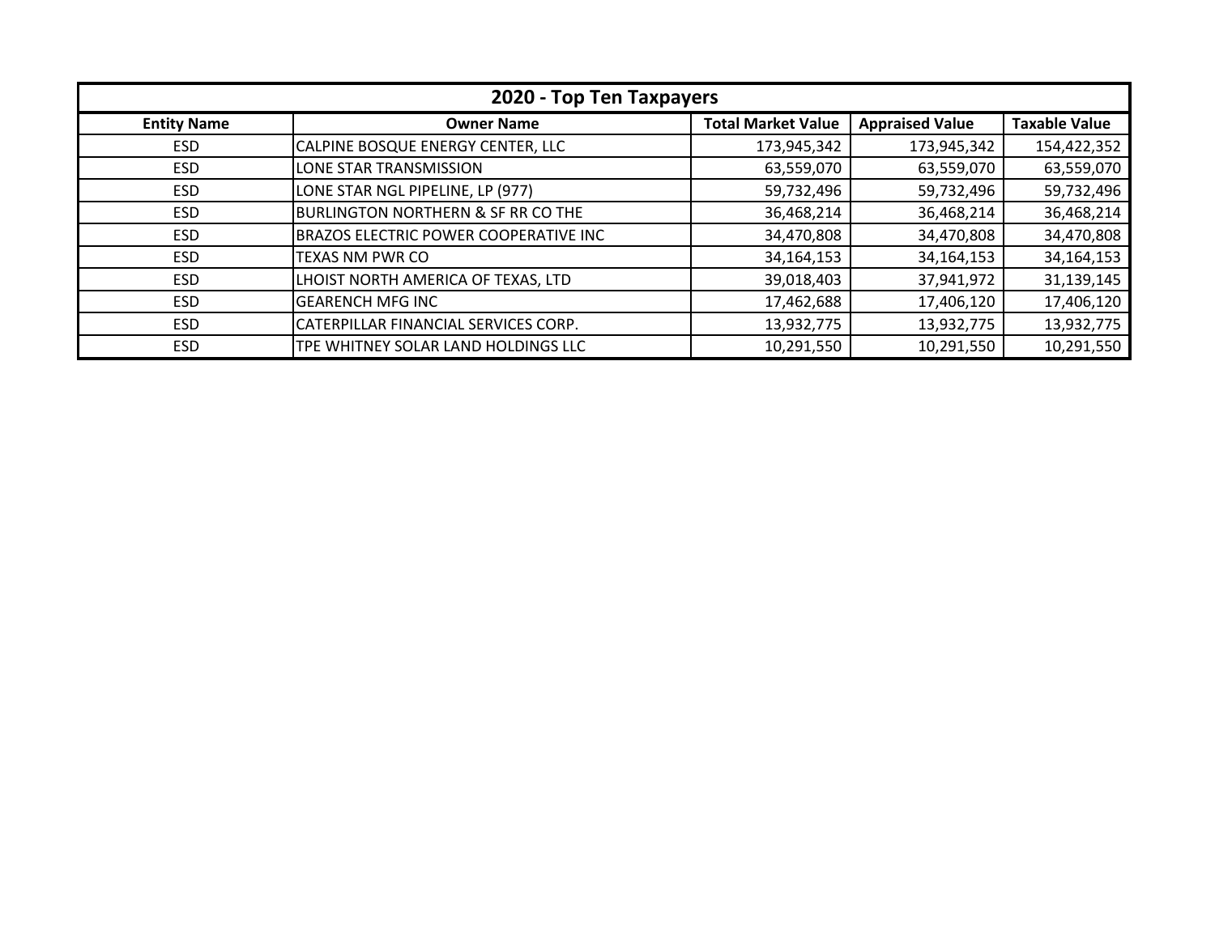| 2020 - Top Ten Taxpayers | | | | |
|---|---|---|---|---|
| **Entity Name** | **Owner Name** | **Total Market Value** | **Appraised Value** | **Taxable Value** |
| ESD | CALPINE BOSQUE ENERGY CENTER, LLC | 173,945,342 | 173,945,342 | 154,422,352 |
| ESD | LONE STAR TRANSMISSION | 63,559,070 | 63,559,070 | 63,559,070 |
| ESD | LONE STAR NGL PIPELINE, LP (977) | 59,732,496 | 59,732,496 | 59,732,496 |
| ESD | BURLINGTON NORTHERN & SF RR CO THE | 36,468,214 | 36,468,214 | 36,468,214 |
| ESD | BRAZOS ELECTRIC POWER COOPERATIVE INC | 34,470,808 | 34,470,808 | 34,470,808 |
| ESD | TEXAS NM PWR CO | 34,164,153 | 34,164,153 | 34,164,153 |
| ESD | LHOIST NORTH AMERICA OF TEXAS, LTD | 39,018,403 | 37,941,972 | 31,139,145 |
| ESD | GEARENCH MFG INC | 17,462,688 | 17,406,120 | 17,406,120 |
| ESD | CATERPILLAR FINANCIAL SERVICES CORP. | 13,932,775 | 13,932,775 | 13,932,775 |
| ESD | TPE WHITNEY SOLAR LAND HOLDINGS LLC | 10,291,550 | 10,291,550 | 10,291,550 |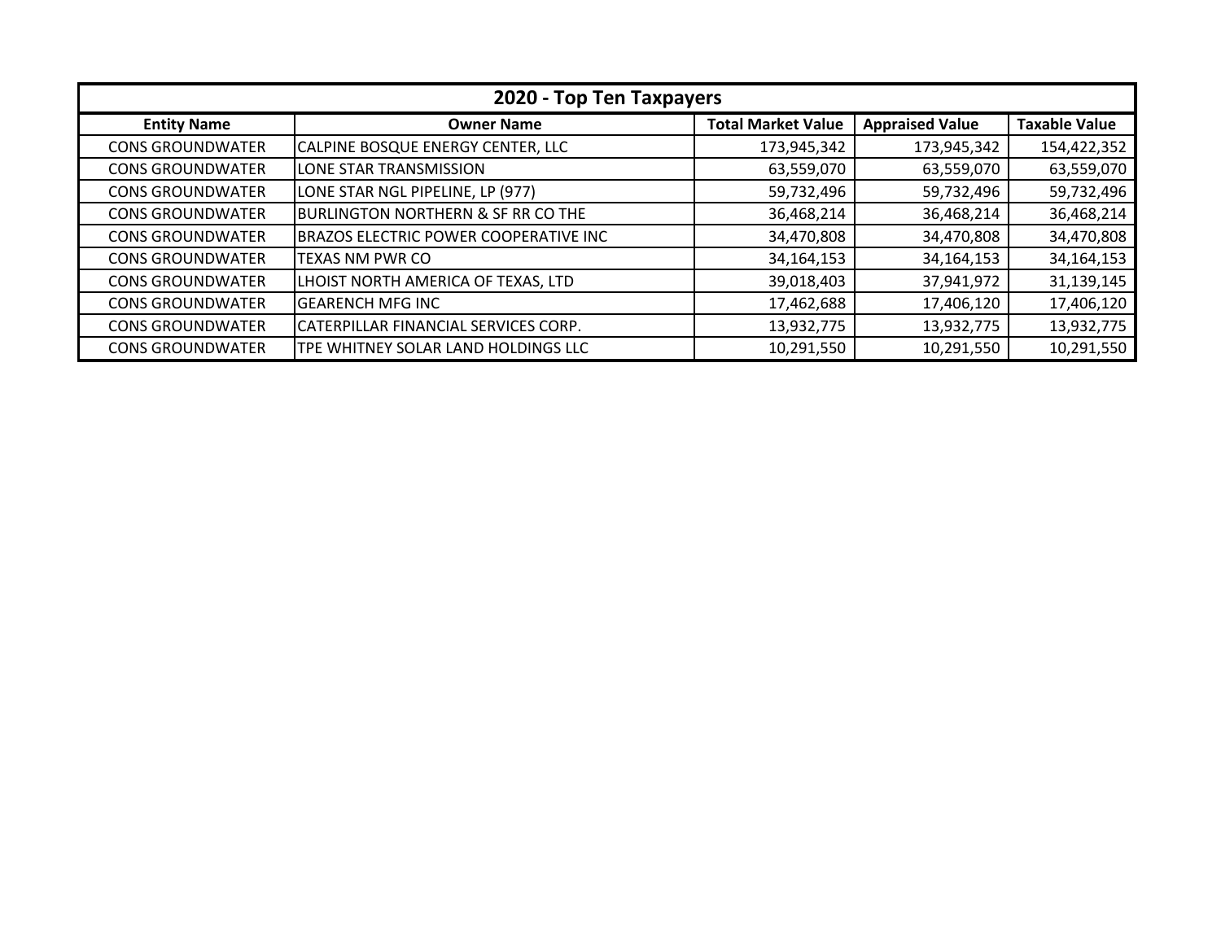| 2020 - Top Ten Taxpayers | | | | |
|---|---|---|---|---|
| **Entity Name** | **Owner Name** | **Total Market Value** | **Appraised Value** | **Taxable Value** |
| CONS GROUNDWATER | CALPINE BOSQUE ENERGY CENTER, LLC | 173,945,342 | 173,945,342 | 154,422,352 |
| CONS GROUNDWATER | LONE STAR TRANSMISSION | 63,559,070 | 63,559,070 | 63,559,070 |
| CONS GROUNDWATER | LONE STAR NGL PIPELINE, LP (977) | 59,732,496 | 59,732,496 | 59,732,496 |
| CONS GROUNDWATER | BURLINGTON NORTHERN & SF RR CO THE | 36,468,214 | 36,468,214 | 36,468,214 |
| CONS GROUNDWATER | BRAZOS ELECTRIC POWER COOPERATIVE INC | 34,470,808 | 34,470,808 | 34,470,808 |
| CONS GROUNDWATER | TEXAS NM PWR CO | 34,164,153 | 34,164,153 | 34,164,153 |
| CONS GROUNDWATER | LHOIST NORTH AMERICA OF TEXAS, LTD | 39,018,403 | 37,941,972 | 31,139,145 |
| CONS GROUNDWATER | GEARENCH MFG INC | 17,462,688 | 17,406,120 | 17,406,120 |
| CONS GROUNDWATER | CATERPILLAR FINANCIAL SERVICES CORP. | 13,932,775 | 13,932,775 | 13,932,775 |
| CONS GROUNDWATER | TPE WHITNEY SOLAR LAND HOLDINGS LLC | 10,291,550 | 10,291,550 | 10,291,550 |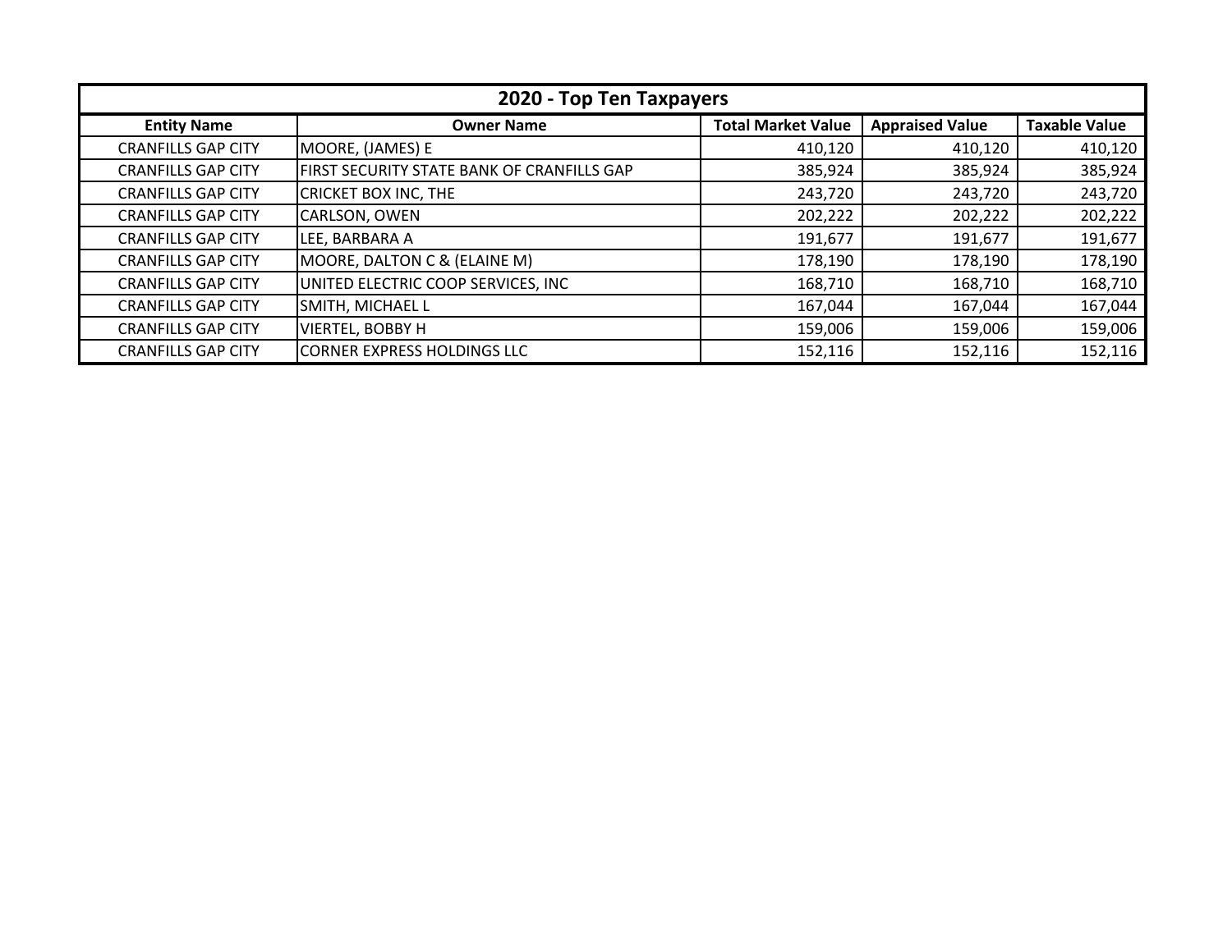| 2020 - Top Ten Taxpayers | | | | |
|---|---|---|---|---|
| **Entity Name** | **Owner Name** | **Total Market Value** | **Appraised Value** | **Taxable Value** |
| CRANFILLS GAP CITY | MOORE, (JAMES) E | 410,120 | 410,120 | 410,120 |
| CRANFILLS GAP CITY | FIRST SECURITY STATE BANK OF CRANFILLS GAP | 385,924 | 385,924 | 385,924 |
| CRANFILLS GAP CITY | CRICKET BOX INC, THE | 243,720 | 243,720 | 243,720 |
| CRANFILLS GAP CITY | CARLSON, OWEN | 202,222 | 202,222 | 202,222 |
| CRANFILLS GAP CITY | LEE, BARBARA A | 191,677 | 191,677 | 191,677 |
| CRANFILLS GAP CITY | MOORE, DALTON C & (ELAINE M) | 178,190 | 178,190 | 178,190 |
| CRANFILLS GAP CITY | UNITED ELECTRIC COOP SERVICES, INC | 168,710 | 168,710 | 168,710 |
| CRANFILLS GAP CITY | SMITH, MICHAEL L | 167,044 | 167,044 | 167,044 |
| CRANFILLS GAP CITY | VIERTEL, BOBBY H | 159,006 | 159,006 | 159,006 |
| CRANFILLS GAP CITY | CORNER EXPRESS HOLDINGS LLC | 152,116 | 152,116 | 152,116 |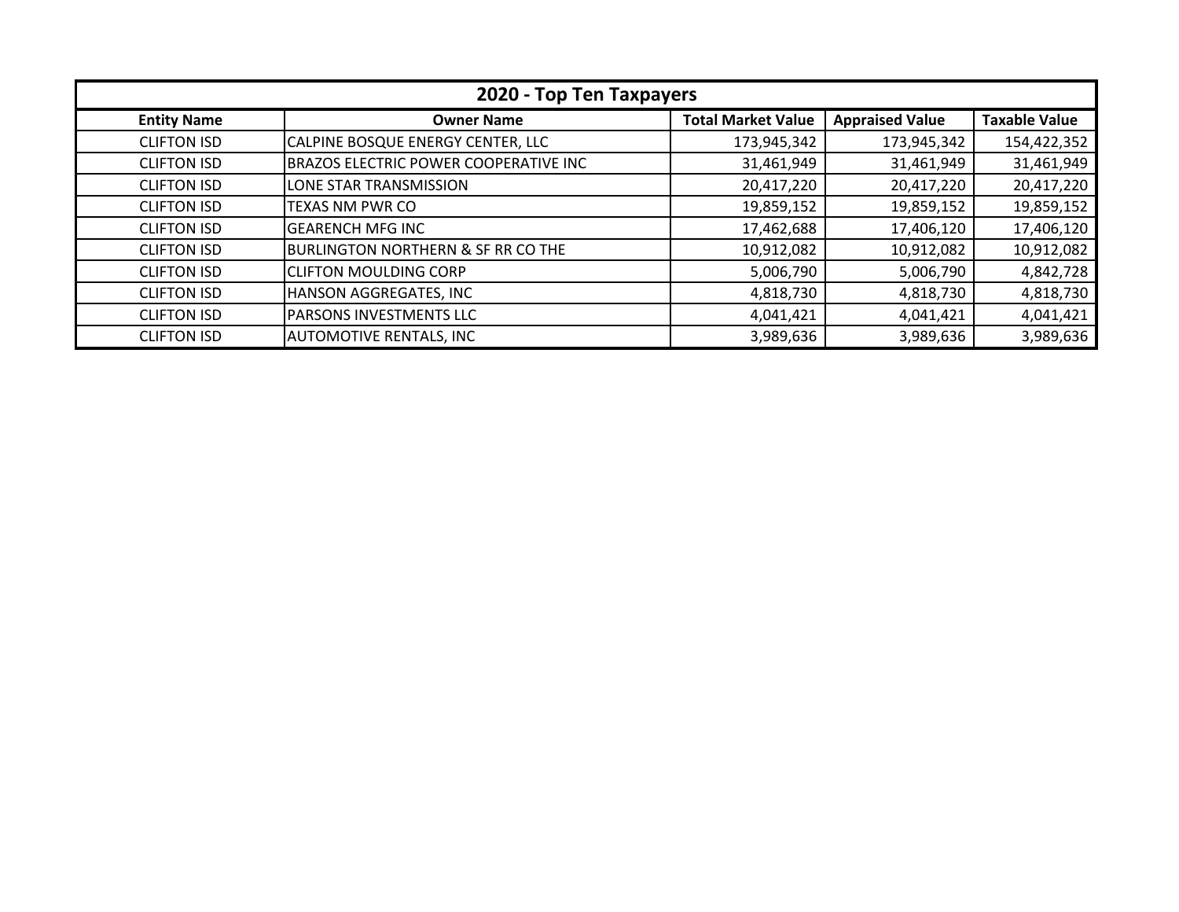| 2020 - Top Ten Taxpayers | | | | |
|---|---|---|---|---|
| **Entity Name** | **Owner Name** | **Total Market Value** | **Appraised Value** | **Taxable Value** |
| CLIFTON ISD | CALPINE BOSQUE ENERGY CENTER, LLC | 173,945,342 | 173,945,342 | 154,422,352 |
| CLIFTON ISD | BRAZOS ELECTRIC POWER COOPERATIVE INC | 31,461,949 | 31,461,949 | 31,461,949 |
| CLIFTON ISD | LONE STAR TRANSMISSION | 20,417,220 | 20,417,220 | 20,417,220 |
| CLIFTON ISD | TEXAS NM PWR CO | 19,859,152 | 19,859,152 | 19,859,152 |
| CLIFTON ISD | GEARENCH MFG INC | 17,462,688 | 17,406,120 | 17,406,120 |
| CLIFTON ISD | BURLINGTON NORTHERN & SF RR CO THE | 10,912,082 | 10,912,082 | 10,912,082 |
| CLIFTON ISD | CLIFTON MOULDING CORP | 5,006,790 | 5,006,790 | 4,842,728 |
| CLIFTON ISD | HANSON AGGREGATES, INC | 4,818,730 | 4,818,730 | 4,818,730 |
| CLIFTON ISD | PARSONS INVESTMENTS LLC | 4,041,421 | 4,041,421 | 4,041,421 |
| CLIFTON ISD | AUTOMOTIVE RENTALS, INC | 3,989,636 | 3,989,636 | 3,989,636 |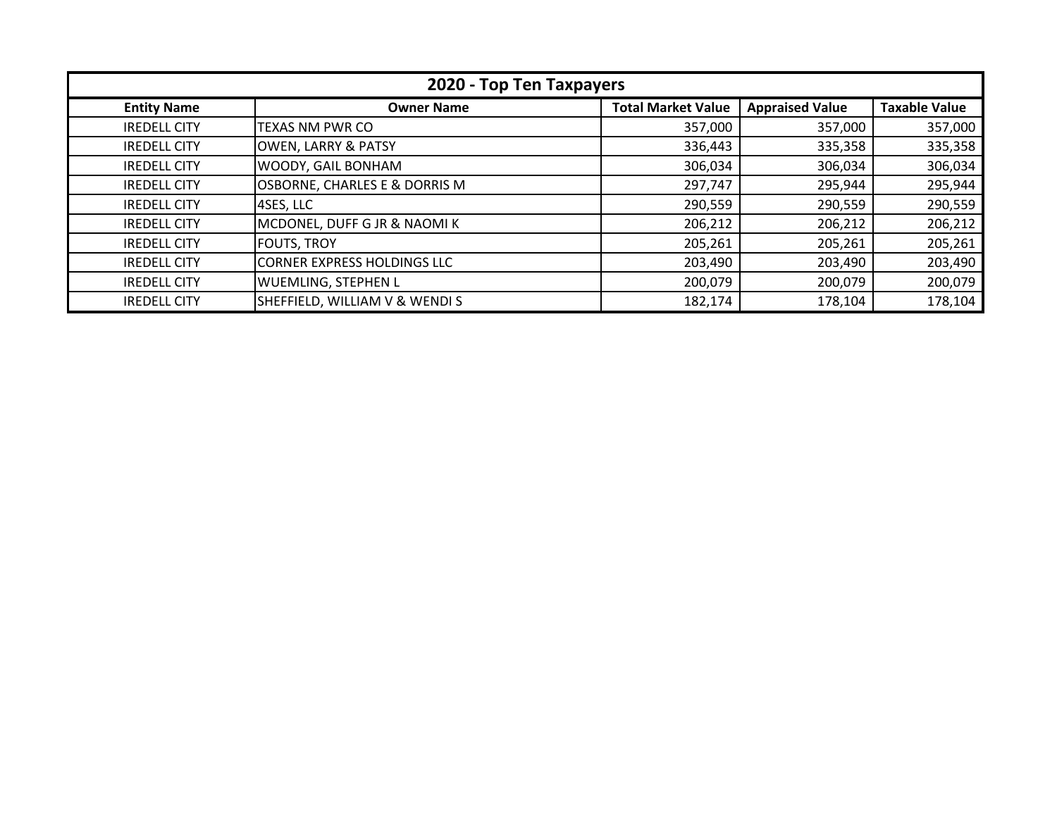| 2020 - Top Ten Taxpayers | | | | |
|---|---|---|---|---|
| **Entity Name** | **Owner Name** | **Total Market Value** | **Appraised Value** | **Taxable Value** |
| IREDELL CITY | TEXAS NM PWR CO | 357,000 | 357,000 | 357,000 |
| IREDELL CITY | OWEN, LARRY & PATSY | 336,443 | 335,358 | 335,358 |
| IREDELL CITY | WOODY, GAIL BONHAM | 306,034 | 306,034 | 306,034 |
| IREDELL CITY | OSBORNE, CHARLES E & DORRIS M | 297,747 | 295,944 | 295,944 |
| IREDELL CITY | 4SES, LLC | 290,559 | 290,559 | 290,559 |
| IREDELL CITY | MCDONEL, DUFF G JR & NAOMI K | 206,212 | 206,212 | 206,212 |
| IREDELL CITY | FOUTS, TROY | 205,261 | 205,261 | 205,261 |
| IREDELL CITY | CORNER EXPRESS HOLDINGS LLC | 203,490 | 203,490 | 203,490 |
| IREDELL CITY | WUEMLING, STEPHEN L | 200,079 | 200,079 | 200,079 |
| IREDELL CITY | SHEFFIELD, WILLIAM V & WENDI S | 182,174 | 178,104 | 178,104 |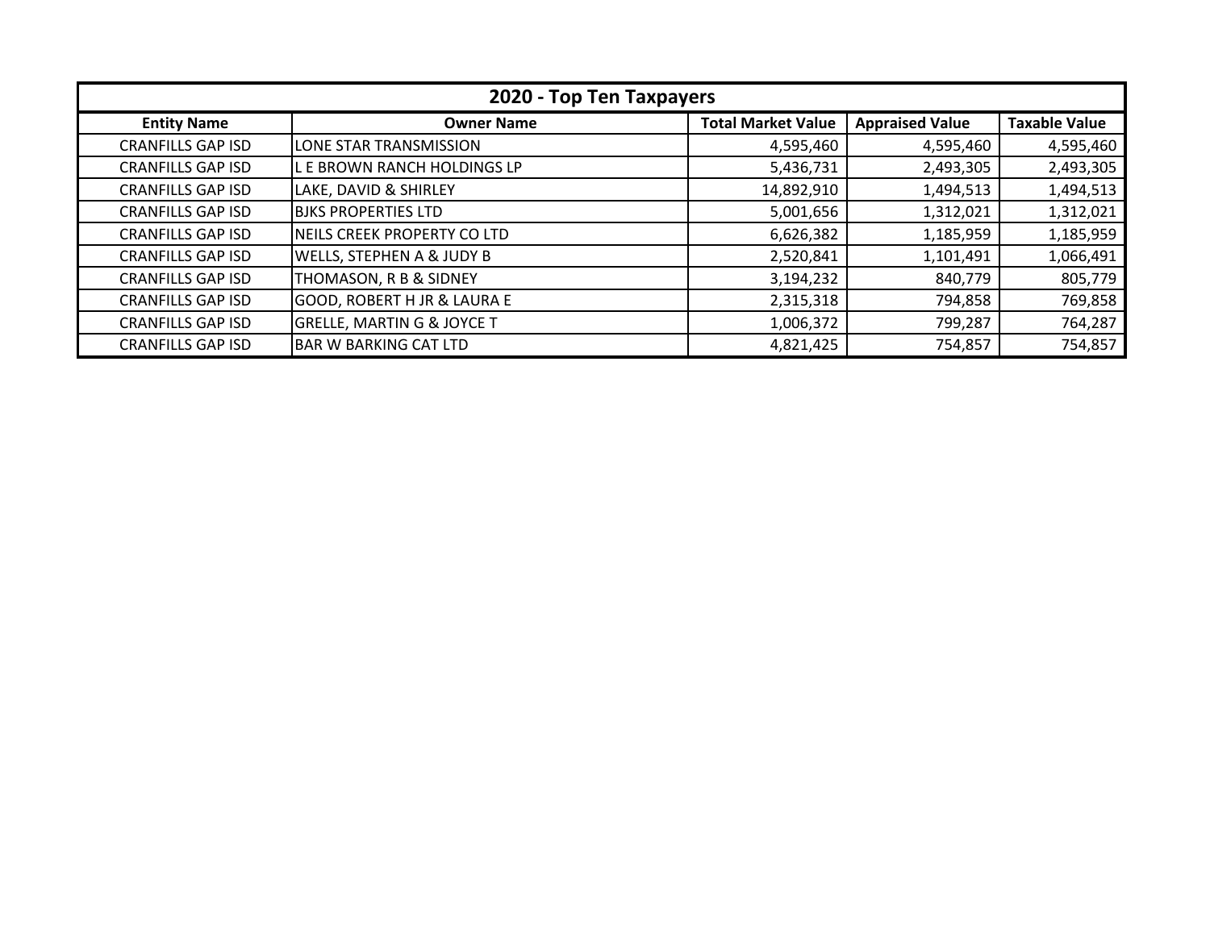| 2020 - Top Ten Taxpayers | | | | |
|---|---|---|---|---|
| **Entity Name** | **Owner Name** | **Total Market Value** | **Appraised Value** | **Taxable Value** |
| CRANFILLS GAP ISD | LONE STAR TRANSMISSION | 4,595,460 | 4,595,460 | 4,595,460 |
| CRANFILLS GAP ISD | L E BROWN RANCH HOLDINGS LP | 5,436,731 | 2,493,305 | 2,493,305 |
| CRANFILLS GAP ISD | LAKE, DAVID & SHIRLEY | 14,892,910 | 1,494,513 | 1,494,513 |
| CRANFILLS GAP ISD | BJKS PROPERTIES LTD | 5,001,656 | 1,312,021 | 1,312,021 |
| CRANFILLS GAP ISD | NEILS CREEK PROPERTY CO LTD | 6,626,382 | 1,185,959 | 1,185,959 |
| CRANFILLS GAP ISD | WELLS, STEPHEN A & JUDY B | 2,520,841 | 1,101,491 | 1,066,491 |
| CRANFILLS GAP ISD | THOMASON, R B & SIDNEY | 3,194,232 | 840,779 | 805,779 |
| CRANFILLS GAP ISD | GOOD, ROBERT H JR & LAURA E | 2,315,318 | 794,858 | 769,858 |
| CRANFILLS GAP ISD | GRELLE, MARTIN G & JOYCE T | 1,006,372 | 799,287 | 764,287 |
| CRANFILLS GAP ISD | BAR W BARKING CAT LTD | 4,821,425 | 754,857 | 754,857 |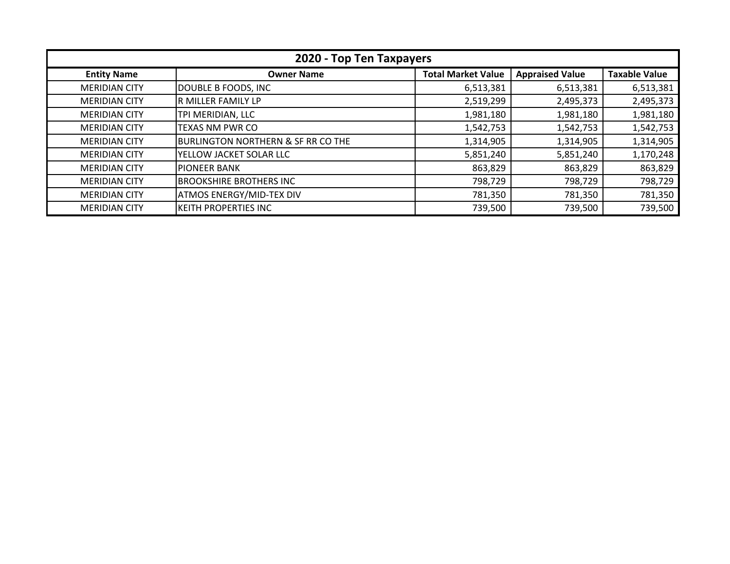| 2020 - Top Ten Taxpayers | | | | |
|---|---|---|---|---|
| **Entity Name** | **Owner Name** | **Total Market Value** | **Appraised Value** | **Taxable Value** |
| MERIDIAN CITY | DOUBLE B FOODS, INC | 6,513,381 | 6,513,381 | 6,513,381 |
| MERIDIAN CITY | R MILLER FAMILY LP | 2,519,299 | 2,495,373 | 2,495,373 |
| MERIDIAN CITY | TPI MERIDIAN, LLC | 1,981,180 | 1,981,180 | 1,981,180 |
| MERIDIAN CITY | TEXAS NM PWR CO | 1,542,753 | 1,542,753 | 1,542,753 |
| MERIDIAN CITY | BURLINGTON NORTHERN & SF RR CO THE | 1,314,905 | 1,314,905 | 1,314,905 |
| MERIDIAN CITY | YELLOW JACKET SOLAR LLC | 5,851,240 | 5,851,240 | 1,170,248 |
| MERIDIAN CITY | PIONEER BANK | 863,829 | 863,829 | 863,829 |
| MERIDIAN CITY | BROOKSHIRE BROTHERS INC | 798,729 | 798,729 | 798,729 |
| MERIDIAN CITY | ATMOS ENERGY/MID-TEX DIV | 781,350 | 781,350 | 781,350 |
| MERIDIAN CITY | KEITH PROPERTIES INC | 739,500 | 739,500 | 739,500 |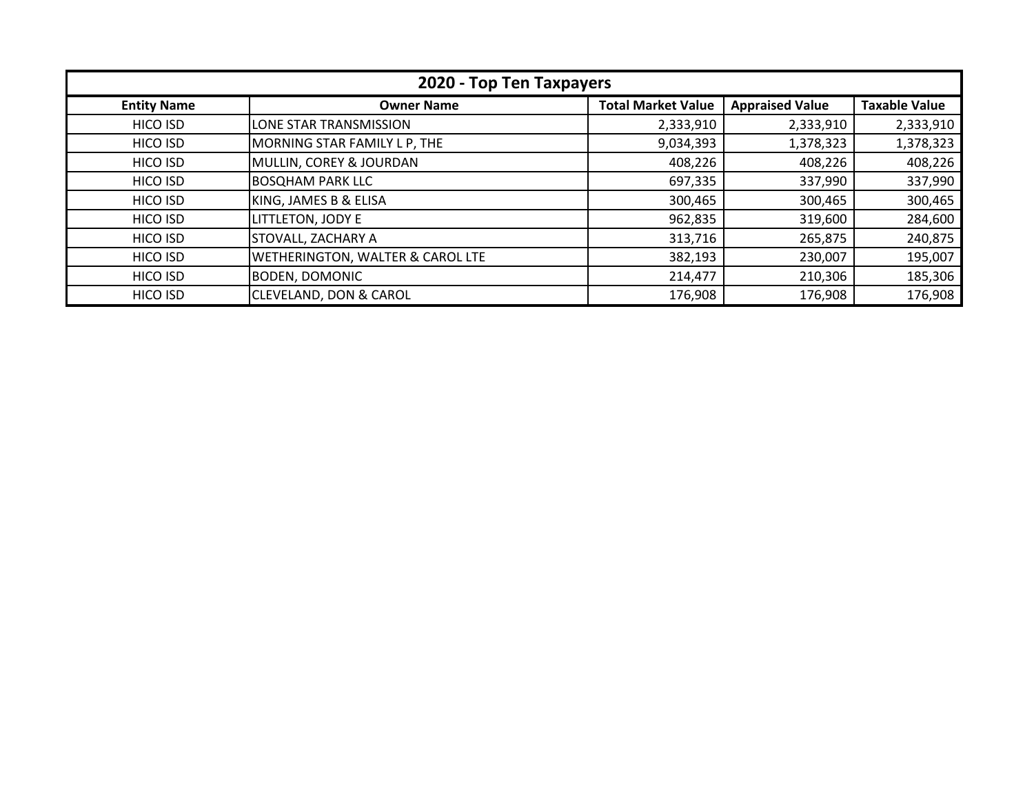| 2020 - Top Ten Taxpayers | | | | |
|---|---|---|---|---|
| **Entity Name** | **Owner Name** | **Total Market Value** | **Appraised Value** | **Taxable Value** |
| HICO ISD | LONE STAR TRANSMISSION | 2,333,910 | 2,333,910 | 2,333,910 |
| HICO ISD | MORNING STAR FAMILY L P, THE | 9,034,393 | 1,378,323 | 1,378,323 |
| HICO ISD | MULLIN, COREY & JOURDAN | 408,226 | 408,226 | 408,226 |
| HICO ISD | BOSQHAM PARK LLC | 697,335 | 337,990 | 337,990 |
| HICO ISD | KING, JAMES B & ELISA | 300,465 | 300,465 | 300,465 |
| HICO ISD | LITTLETON, JODY E | 962,835 | 319,600 | 284,600 |
| HICO ISD | STOVALL, ZACHARY A | 313,716 | 265,875 | 240,875 |
| HICO ISD | WETHERINGTON, WALTER & CAROL LTE | 382,193 | 230,007 | 195,007 |
| HICO ISD | BODEN, DOMONIC | 214,477 | 210,306 | 185,306 |
| HICO ISD | CLEVELAND, DON & CAROL | 176,908 | 176,908 | 176,908 |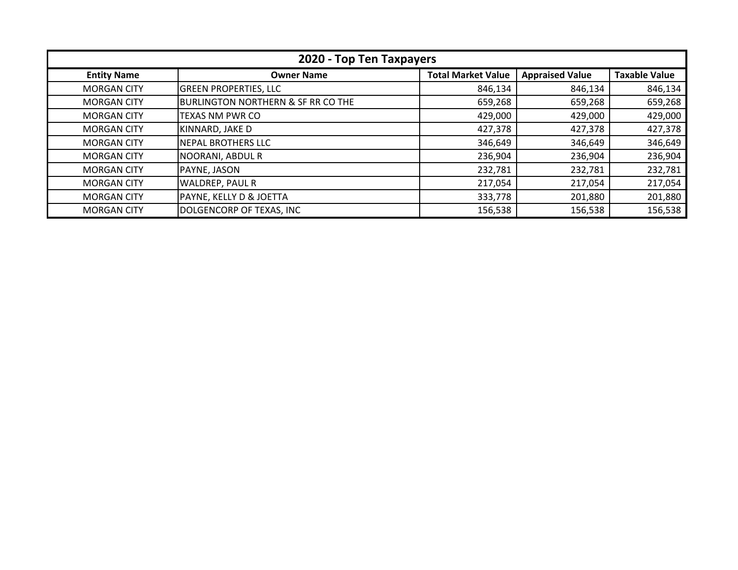| 2020 - Top Ten Taxpayers | | | | |
|---|---|---|---|---|
| **Entity Name** | **Owner Name** | **Total Market Value** | **Appraised Value** | **Taxable Value** |
| MORGAN CITY | GREEN PROPERTIES, LLC | 846,134 | 846,134 | 846,134 |
| MORGAN CITY | BURLINGTON NORTHERN & SF RR CO THE | 659,268 | 659,268 | 659,268 |
| MORGAN CITY | TEXAS NM PWR CO | 429,000 | 429,000 | 429,000 |
| MORGAN CITY | KINNARD, JAKE D | 427,378 | 427,378 | 427,378 |
| MORGAN CITY | NEPAL BROTHERS LLC | 346,649 | 346,649 | 346,649 |
| MORGAN CITY | NOORANI, ABDUL R | 236,904 | 236,904 | 236,904 |
| MORGAN CITY | PAYNE, JASON | 232,781 | 232,781 | 232,781 |
| MORGAN CITY | WALDREP, PAUL R | 217,054 | 217,054 | 217,054 |
| MORGAN CITY | PAYNE, KELLY D & JOETTA | 333,778 | 201,880 | 201,880 |
| MORGAN CITY | DOLGENCORP OF TEXAS, INC | 156,538 | 156,538 | 156,538 |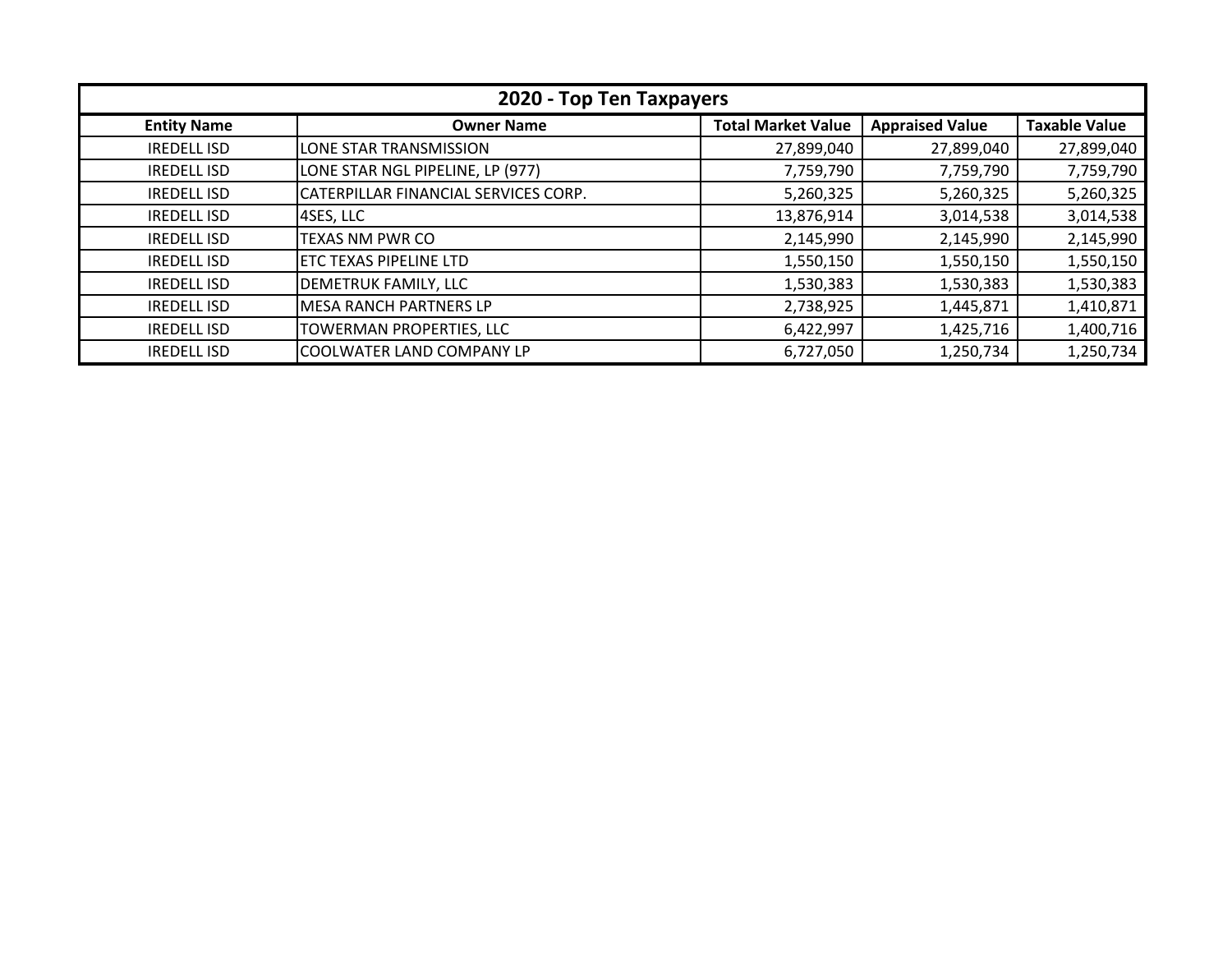| 2020 - Top Ten Taxpayers | | | | |
|---|---|---|---|---|
| **Entity Name** | **Owner Name** | **Total Market Value** | **Appraised Value** | **Taxable Value** |
| IREDELL ISD | LONE STAR TRANSMISSION | 27,899,040 | 27,899,040 | 27,899,040 |
| IREDELL ISD | LONE STAR NGL PIPELINE, LP (977) | 7,759,790 | 7,759,790 | 7,759,790 |
| IREDELL ISD | CATERPILLAR FINANCIAL SERVICES CORP. | 5,260,325 | 5,260,325 | 5,260,325 |
| IREDELL ISD | 4SES, LLC | 13,876,914 | 3,014,538 | 3,014,538 |
| IREDELL ISD | TEXAS NM PWR CO | 2,145,990 | 2,145,990 | 2,145,990 |
| IREDELL ISD | ETC TEXAS PIPELINE LTD | 1,550,150 | 1,550,150 | 1,550,150 |
| IREDELL ISD | DEMETRUK FAMILY, LLC | 1,530,383 | 1,530,383 | 1,530,383 |
| IREDELL ISD | MESA RANCH PARTNERS LP | 2,738,925 | 1,445,871 | 1,410,871 |
| IREDELL ISD | TOWERMAN PROPERTIES, LLC | 6,422,997 | 1,425,716 | 1,400,716 |
| IREDELL ISD | COOLWATER LAND COMPANY LP | 6,727,050 | 1,250,734 | 1,250,734 |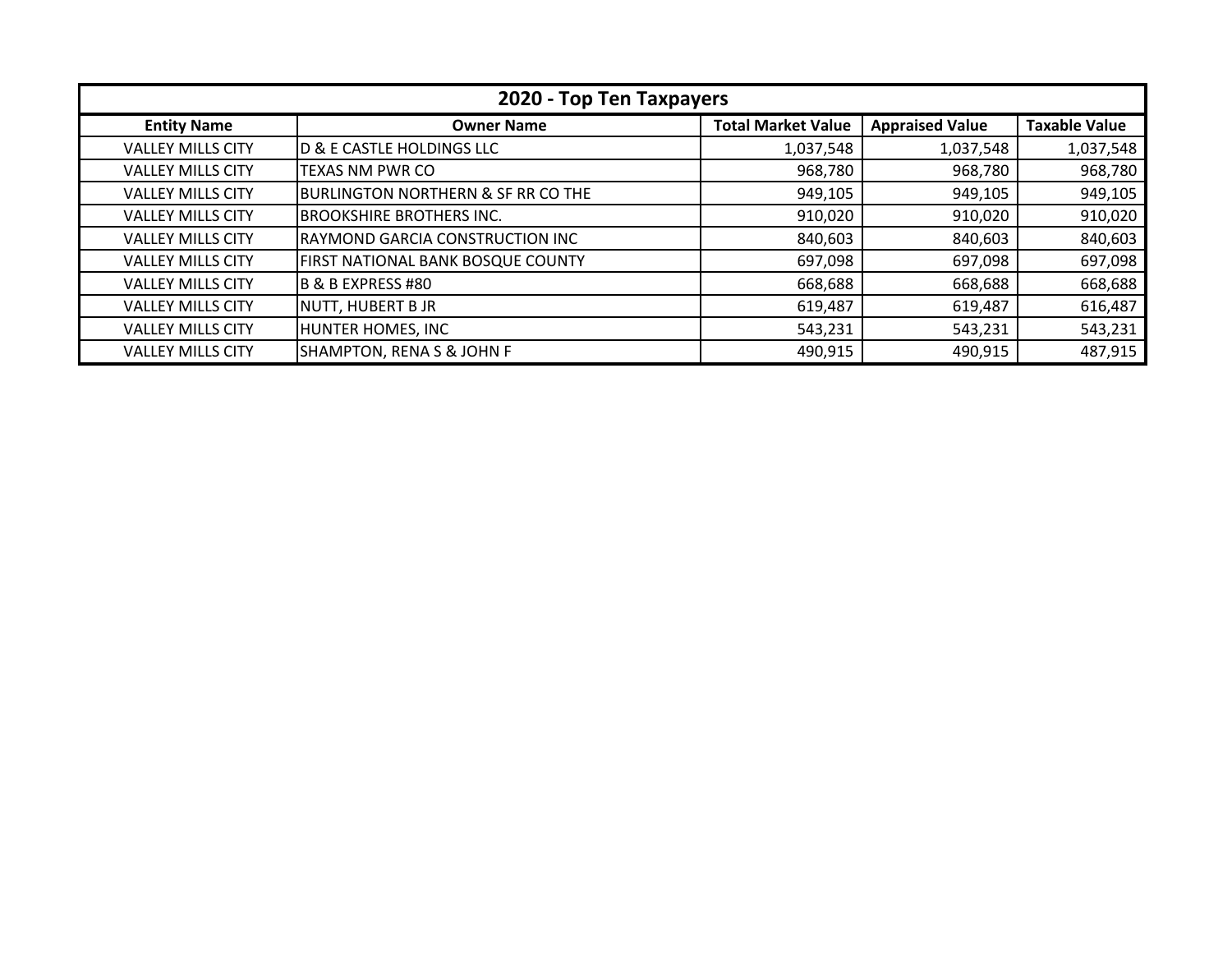| 2020 - Top Ten Taxpayers | | | | |
|---|---|---|---|---|
| **Entity Name** | **Owner Name** | **Total Market Value** | **Appraised Value** | **Taxable Value** |
| VALLEY MILLS CITY | D & E CASTLE HOLDINGS LLC | 1,037,548 | 1,037,548 | 1,037,548 |
| VALLEY MILLS CITY | TEXAS NM PWR CO | 968,780 | 968,780 | 968,780 |
| VALLEY MILLS CITY | BURLINGTON NORTHERN & SF RR CO THE | 949,105 | 949,105 | 949,105 |
| VALLEY MILLS CITY | BROOKSHIRE BROTHERS INC. | 910,020 | 910,020 | 910,020 |
| VALLEY MILLS CITY | RAYMOND GARCIA CONSTRUCTION INC | 840,603 | 840,603 | 840,603 |
| VALLEY MILLS CITY | FIRST NATIONAL BANK BOSQUE COUNTY | 697,098 | 697,098 | 697,098 |
| VALLEY MILLS CITY | B & B EXPRESS #80 | 668,688 | 668,688 | 668,688 |
| VALLEY MILLS CITY | NUTT, HUBERT B JR | 619,487 | 619,487 | 616,487 |
| VALLEY MILLS CITY | HUNTER HOMES, INC | 543,231 | 543,231 | 543,231 |
| VALLEY MILLS CITY | SHAMPTON, RENA S & JOHN F | 490,915 | 490,915 | 487,915 |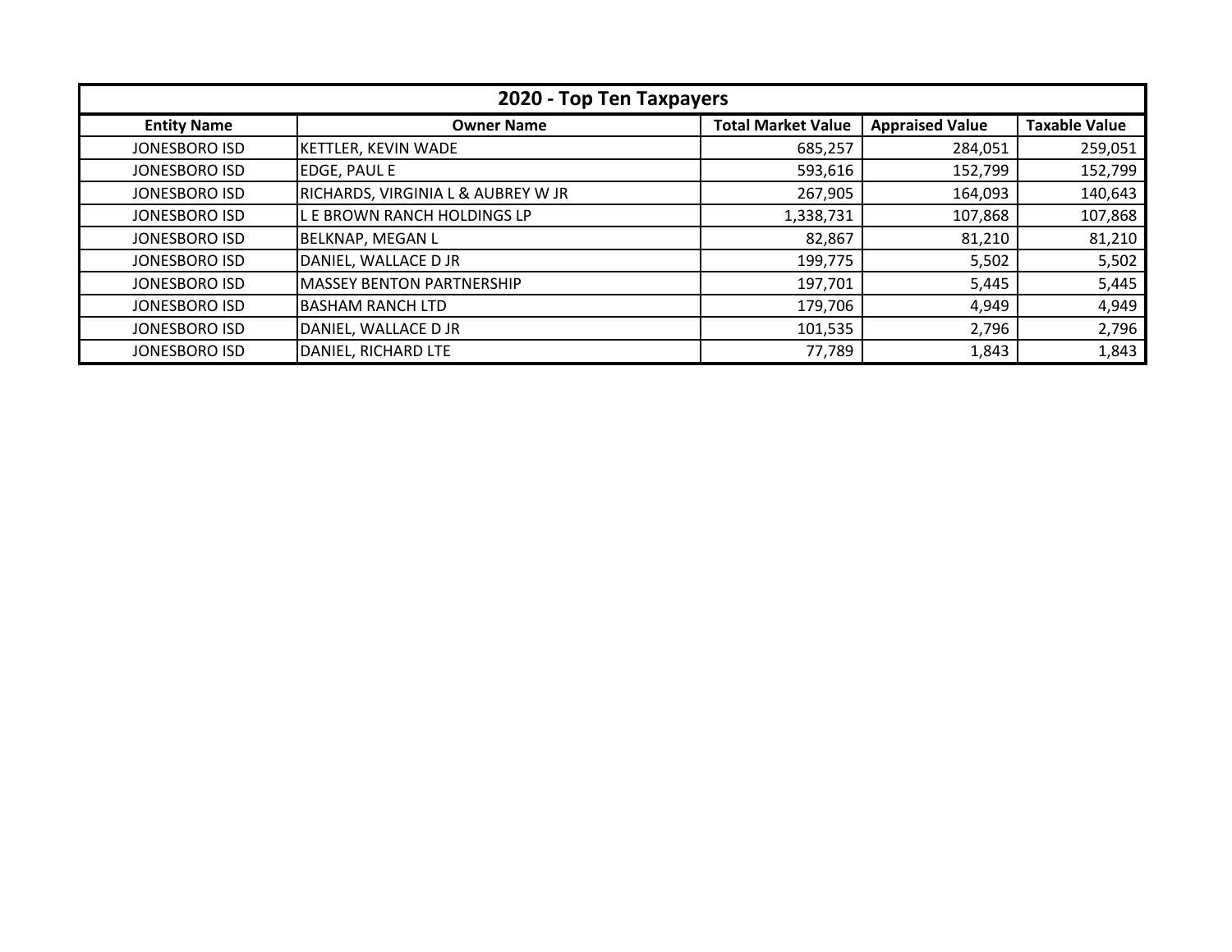| 2020 - Top Ten Taxpayers | | | | |
|---|---|---|---|---|
| **Entity Name** | **Owner Name** | **Total Market Value** | **Appraised Value** | **Taxable Value** |
| JONESBORO ISD | KETTLER, KEVIN WADE | 685,257 | 284,051 | 259,051 |
| JONESBORO ISD | EDGE, PAUL E | 593,616 | 152,799 | 152,799 |
| JONESBORO ISD | RICHARDS, VIRGINIA L & AUBREY W JR | 267,905 | 164,093 | 140,643 |
| JONESBORO ISD | L E BROWN RANCH HOLDINGS LP | 1,338,731 | 107,868 | 107,868 |
| JONESBORO ISD | BELKNAP, MEGAN L | 82,867 | 81,210 | 81,210 |
| JONESBORO ISD | DANIEL, WALLACE D JR | 199,775 | 5,502 | 5,502 |
| JONESBORO ISD | MASSEY BENTON PARTNERSHIP | 197,701 | 5,445 | 5,445 |
| JONESBORO ISD | BASHAM RANCH LTD | 179,706 | 4,949 | 4,949 |
| JONESBORO ISD | DANIEL, WALLACE D JR | 101,535 | 2,796 | 2,796 |
| JONESBORO ISD | DANIEL, RICHARD LTE | 77,789 | 1,843 | 1,843 |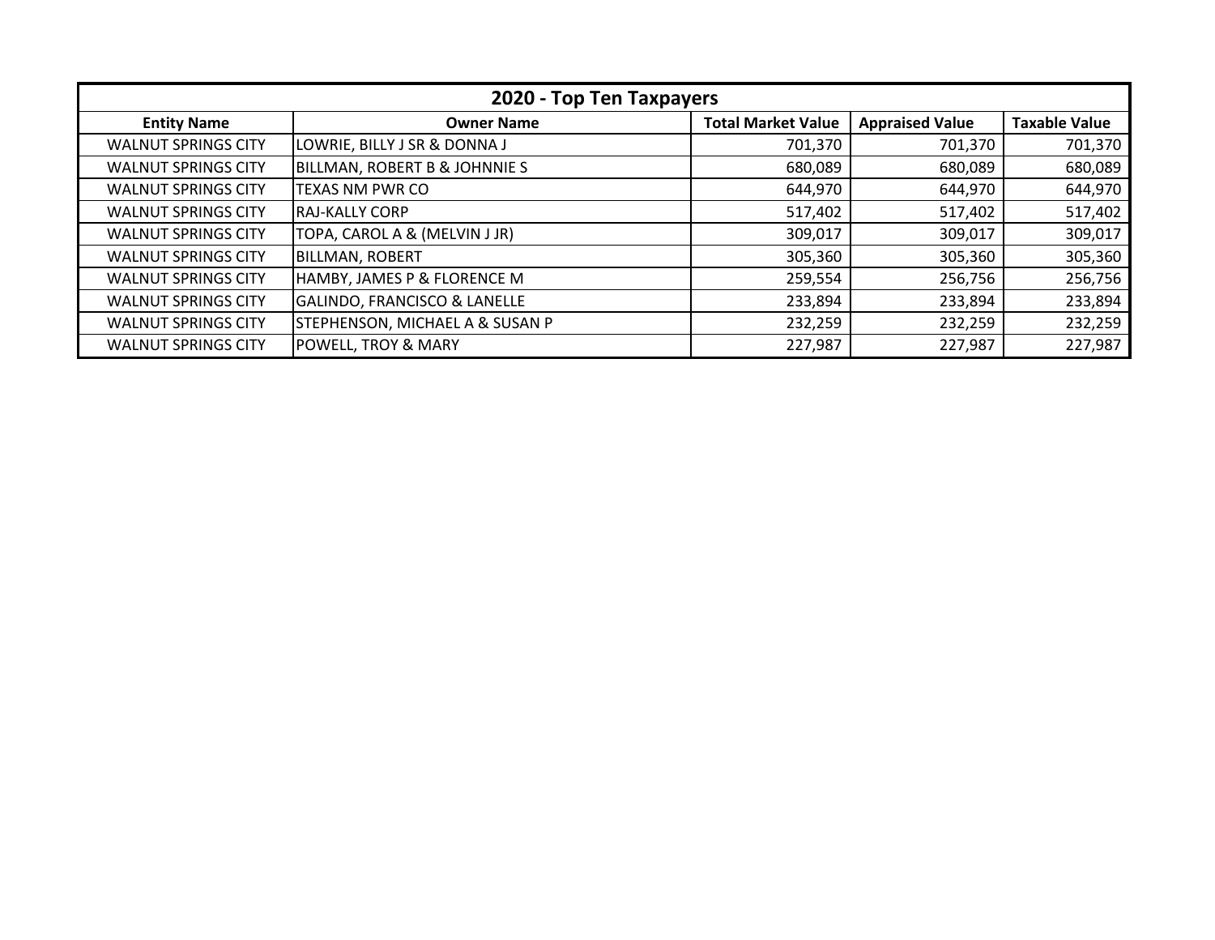| 2020 - Top Ten Taxpayers | | | | |
|---|---|---|---|---|
| **Entity Name** | **Owner Name** | **Total Market Value** | **Appraised Value** | **Taxable Value** |
| WALNUT SPRINGS CITY | LOWRIE, BILLY J SR & DONNA J | 701,370 | 701,370 | 701,370 |
| WALNUT SPRINGS CITY | BILLMAN, ROBERT B & JOHNNIE S | 680,089 | 680,089 | 680,089 |
| WALNUT SPRINGS CITY | TEXAS NM PWR CO | 644,970 | 644,970 | 644,970 |
| WALNUT SPRINGS CITY | RAJ-KALLY CORP | 517,402 | 517,402 | 517,402 |
| WALNUT SPRINGS CITY | TOPA, CAROL A & (MELVIN J JR) | 309,017 | 309,017 | 309,017 |
| WALNUT SPRINGS CITY | BILLMAN, ROBERT | 305,360 | 305,360 | 305,360 |
| WALNUT SPRINGS CITY | HAMBY, JAMES P & FLORENCE M | 259,554 | 256,756 | 256,756 |
| WALNUT SPRINGS CITY | GALINDO, FRANCISCO & LANELLE | 233,894 | 233,894 | 233,894 |
| WALNUT SPRINGS CITY | STEPHENSON, MICHAEL A & SUSAN P | 232,259 | 232,259 | 232,259 |
| WALNUT SPRINGS CITY | POWELL, TROY & MARY | 227,987 | 227,987 | 227,987 |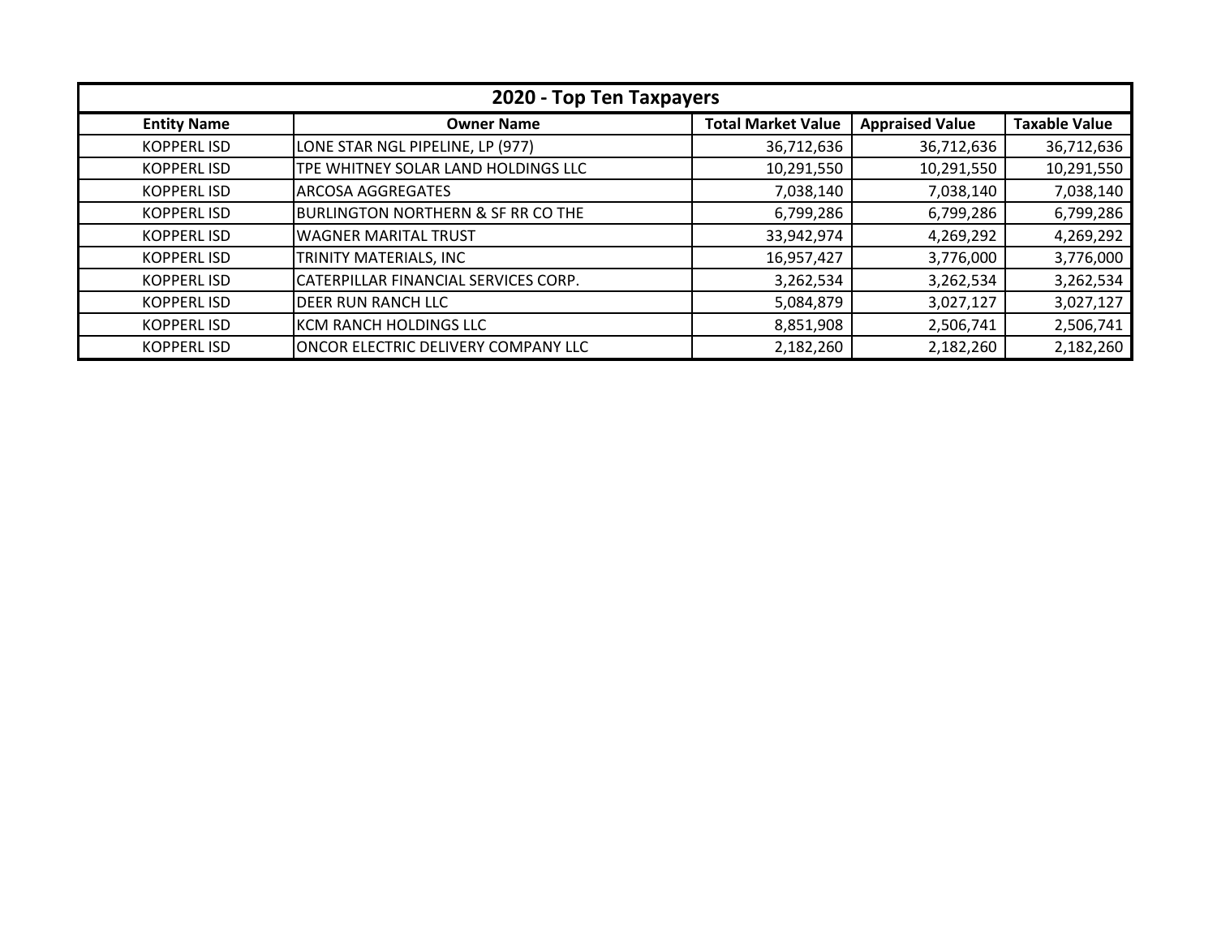| 2020 - Top Ten Taxpayers | | | | |
|---|---|---|---|---|
| **Entity Name** | **Owner Name** | **Total Market Value** | **Appraised Value** | **Taxable Value** |
| KOPPERL ISD | LONE STAR NGL PIPELINE, LP (977) | 36,712,636 | 36,712,636 | 36,712,636 |
| KOPPERL ISD | TPE WHITNEY SOLAR LAND HOLDINGS LLC | 10,291,550 | 10,291,550 | 10,291,550 |
| KOPPERL ISD | ARCOSA AGGREGATES | 7,038,140 | 7,038,140 | 7,038,140 |
| KOPPERL ISD | BURLINGTON NORTHERN & SF RR CO THE | 6,799,286 | 6,799,286 | 6,799,286 |
| KOPPERL ISD | WAGNER MARITAL TRUST | 33,942,974 | 4,269,292 | 4,269,292 |
| KOPPERL ISD | TRINITY MATERIALS, INC | 16,957,427 | 3,776,000 | 3,776,000 |
| KOPPERL ISD | CATERPILLAR FINANCIAL SERVICES CORP. | 3,262,534 | 3,262,534 | 3,262,534 |
| KOPPERL ISD | DEER RUN RANCH LLC | 5,084,879 | 3,027,127 | 3,027,127 |
| KOPPERL ISD | KCM RANCH HOLDINGS LLC | 8,851,908 | 2,506,741 | 2,506,741 |
| KOPPERL ISD | ONCOR ELECTRIC DELIVERY COMPANY LLC | 2,182,260 | 2,182,260 | 2,182,260 |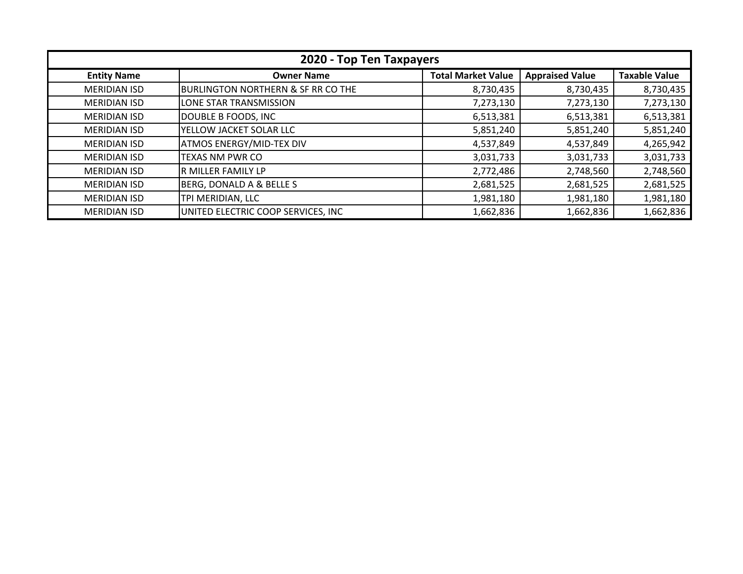| 2020 - Top Ten Taxpayers | | | | |
|---|---|---|---|---|
| **Entity Name** | **Owner Name** | **Total Market Value** | **Appraised Value** | **Taxable Value** |
| MERIDIAN ISD | BURLINGTON NORTHERN & SF RR CO THE | 8,730,435 | 8,730,435 | 8,730,435 |
| MERIDIAN ISD | LONE STAR TRANSMISSION | 7,273,130 | 7,273,130 | 7,273,130 |
| MERIDIAN ISD | DOUBLE B FOODS, INC | 6,513,381 | 6,513,381 | 6,513,381 |
| MERIDIAN ISD | YELLOW JACKET SOLAR LLC | 5,851,240 | 5,851,240 | 5,851,240 |
| MERIDIAN ISD | ATMOS ENERGY/MID-TEX DIV | 4,537,849 | 4,537,849 | 4,265,942 |
| MERIDIAN ISD | TEXAS NM PWR CO | 3,031,733 | 3,031,733 | 3,031,733 |
| MERIDIAN ISD | R MILLER FAMILY LP | 2,772,486 | 2,748,560 | 2,748,560 |
| MERIDIAN ISD | BERG, DONALD A & BELLE S | 2,681,525 | 2,681,525 | 2,681,525 |
| MERIDIAN ISD | TPI MERIDIAN, LLC | 1,981,180 | 1,981,180 | 1,981,180 |
| MERIDIAN ISD | UNITED ELECTRIC COOP SERVICES, INC | 1,662,836 | 1,662,836 | 1,662,836 |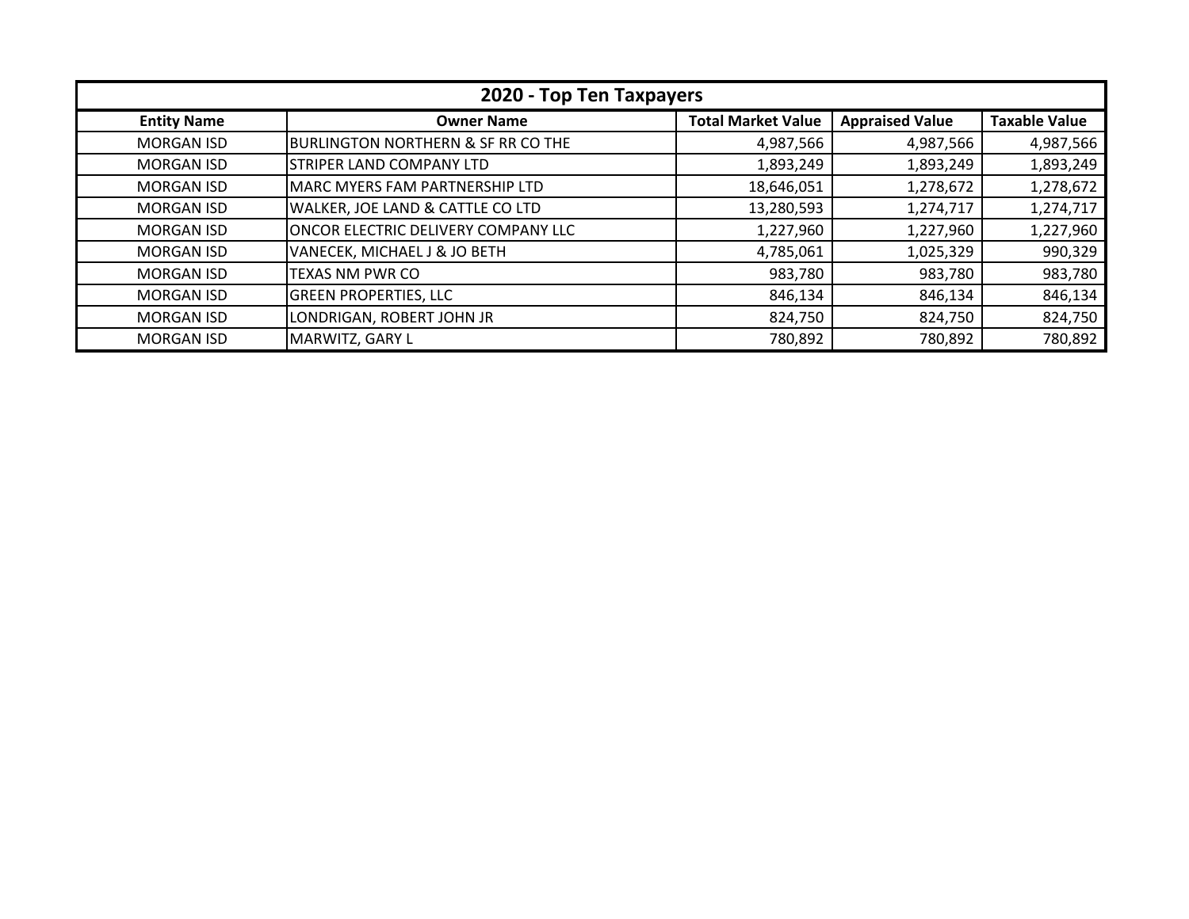| 2020 - Top Ten Taxpayers | | | | |
|---|---|---|---|---|
| **Entity Name** | **Owner Name** | **Total Market Value** | **Appraised Value** | **Taxable Value** |
| MORGAN ISD | BURLINGTON NORTHERN & SF RR CO THE | 4,987,566 | 4,987,566 | 4,987,566 |
| MORGAN ISD | STRIPER LAND COMPANY LTD | 1,893,249 | 1,893,249 | 1,893,249 |
| MORGAN ISD | MARC MYERS FAM PARTNERSHIP LTD | 18,646,051 | 1,278,672 | 1,278,672 |
| MORGAN ISD | WALKER, JOE LAND & CATTLE CO LTD | 13,280,593 | 1,274,717 | 1,274,717 |
| MORGAN ISD | ONCOR ELECTRIC DELIVERY COMPANY LLC | 1,227,960 | 1,227,960 | 1,227,960 |
| MORGAN ISD | VANECEK, MICHAEL J & JO BETH | 4,785,061 | 1,025,329 | 990,329 |
| MORGAN ISD | TEXAS NM PWR CO | 983,780 | 983,780 | 983,780 |
| MORGAN ISD | GREEN PROPERTIES, LLC | 846,134 | 846,134 | 846,134 |
| MORGAN ISD | LONDRIGAN, ROBERT JOHN JR | 824,750 | 824,750 | 824,750 |
| MORGAN ISD | MARWITZ, GARY L | 780,892 | 780,892 | 780,892 |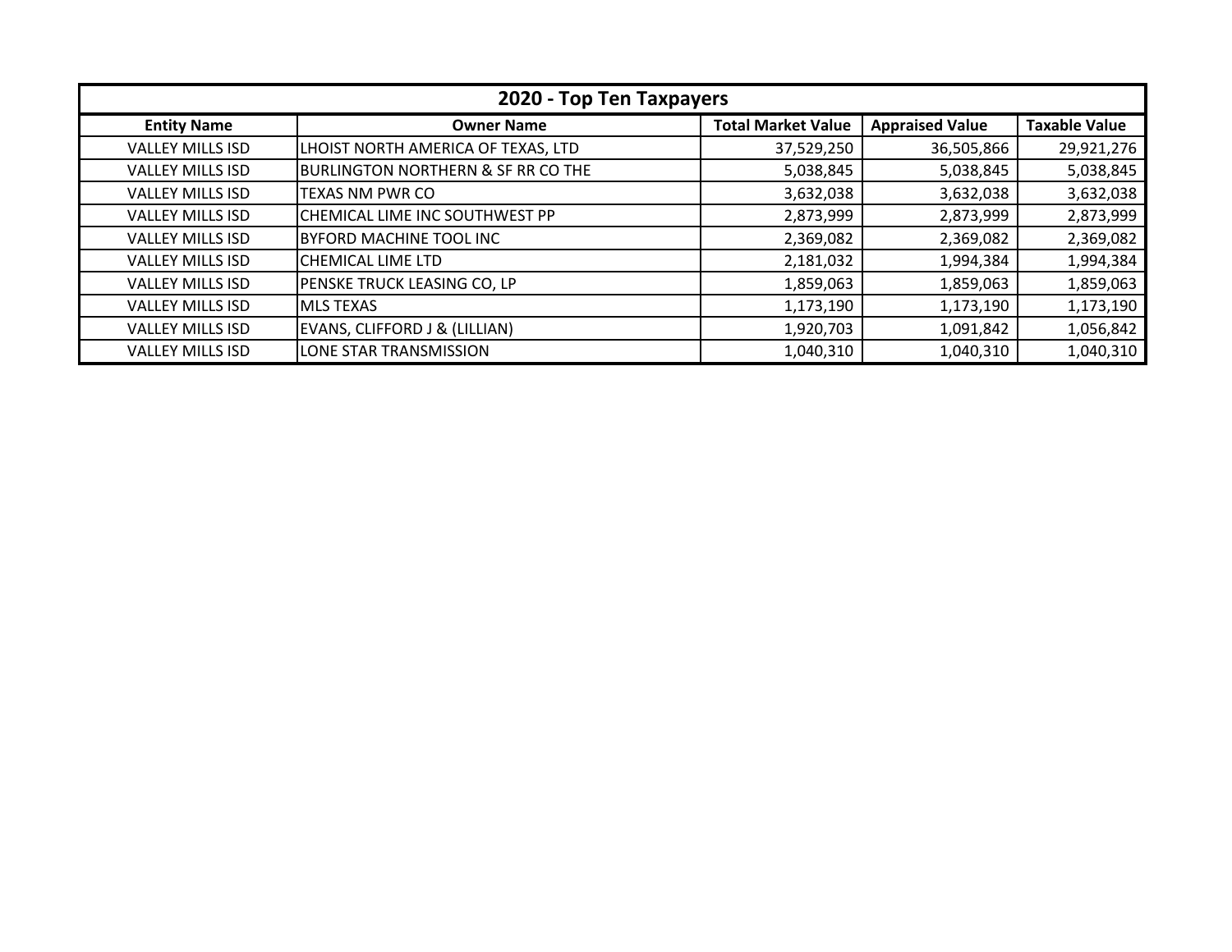| 2020 - Top Ten Taxpayers | | | | |
|---|---|---|---|---|
| **Entity Name** | **Owner Name** | **Total Market Value** | **Appraised Value** | **Taxable Value** |
| VALLEY MILLS ISD | LHOIST NORTH AMERICA OF TEXAS, LTD | 37,529,250 | 36,505,866 | 29,921,276 |
| VALLEY MILLS ISD | BURLINGTON NORTHERN & SF RR CO THE | 5,038,845 | 5,038,845 | 5,038,845 |
| VALLEY MILLS ISD | TEXAS NM PWR CO | 3,632,038 | 3,632,038 | 3,632,038 |
| VALLEY MILLS ISD | CHEMICAL LIME INC SOUTHWEST PP | 2,873,999 | 2,873,999 | 2,873,999 |
| VALLEY MILLS ISD | BYFORD MACHINE TOOL INC | 2,369,082 | 2,369,082 | 2,369,082 |
| VALLEY MILLS ISD | CHEMICAL LIME LTD | 2,181,032 | 1,994,384 | 1,994,384 |
| VALLEY MILLS ISD | PENSKE TRUCK LEASING CO, LP | 1,859,063 | 1,859,063 | 1,859,063 |
| VALLEY MILLS ISD | MLS TEXAS | 1,173,190 | 1,173,190 | 1,173,190 |
| VALLEY MILLS ISD | EVANS, CLIFFORD J & (LILLIAN) | 1,920,703 | 1,091,842 | 1,056,842 |
| VALLEY MILLS ISD | LONE STAR TRANSMISSION | 1,040,310 | 1,040,310 | 1,040,310 |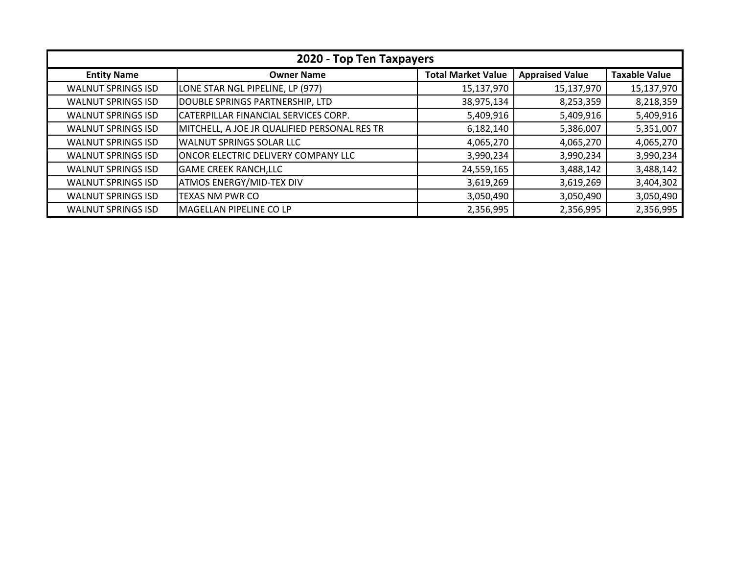## 2020 - Top Ten Taxpayers

| Entity Name | Owner Name | Total Market Value | Appraised Value | Taxable Value |
|---|---|---|---|---|
| WALNUT SPRINGS ISD | LONE STAR NGL PIPELINE, LP (977) | 15,137,970 | 15,137,970 | 15,137,970 |
| WALNUT SPRINGS ISD | DOUBLE SPRINGS PARTNERSHIP, LTD | 38,975,134 | 8,253,359 | 8,218,359 |
| WALNUT SPRINGS ISD | CATERPILLAR FINANCIAL SERVICES CORP. | 5,409,916 | 5,409,916 | 5,409,916 |
| WALNUT SPRINGS ISD | MITCHELL, A JOE JR QUALIFIED PERSONAL RES TR | 6,182,140 | 5,386,007 | 5,351,007 |
| WALNUT SPRINGS ISD | WALNUT SPRINGS SOLAR LLC | 4,065,270 | 4,065,270 | 4,065,270 |
| WALNUT SPRINGS ISD | ONCOR ELECTRIC DELIVERY COMPANY LLC | 3,990,234 | 3,990,234 | 3,990,234 |
| WALNUT SPRINGS ISD | GAME CREEK RANCH,LLC | 24,559,165 | 3,488,142 | 3,488,142 |
| WALNUT SPRINGS ISD | ATMOS ENERGY/MID-TEX DIV | 3,619,269 | 3,619,269 | 3,404,302 |
| WALNUT SPRINGS ISD | TEXAS NM PWR CO | 3,050,490 | 3,050,490 | 3,050,490 |
| WALNUT SPRINGS ISD | MAGELLAN PIPELINE CO LP | 2,356,995 | 2,356,995 | 2,356,995 |